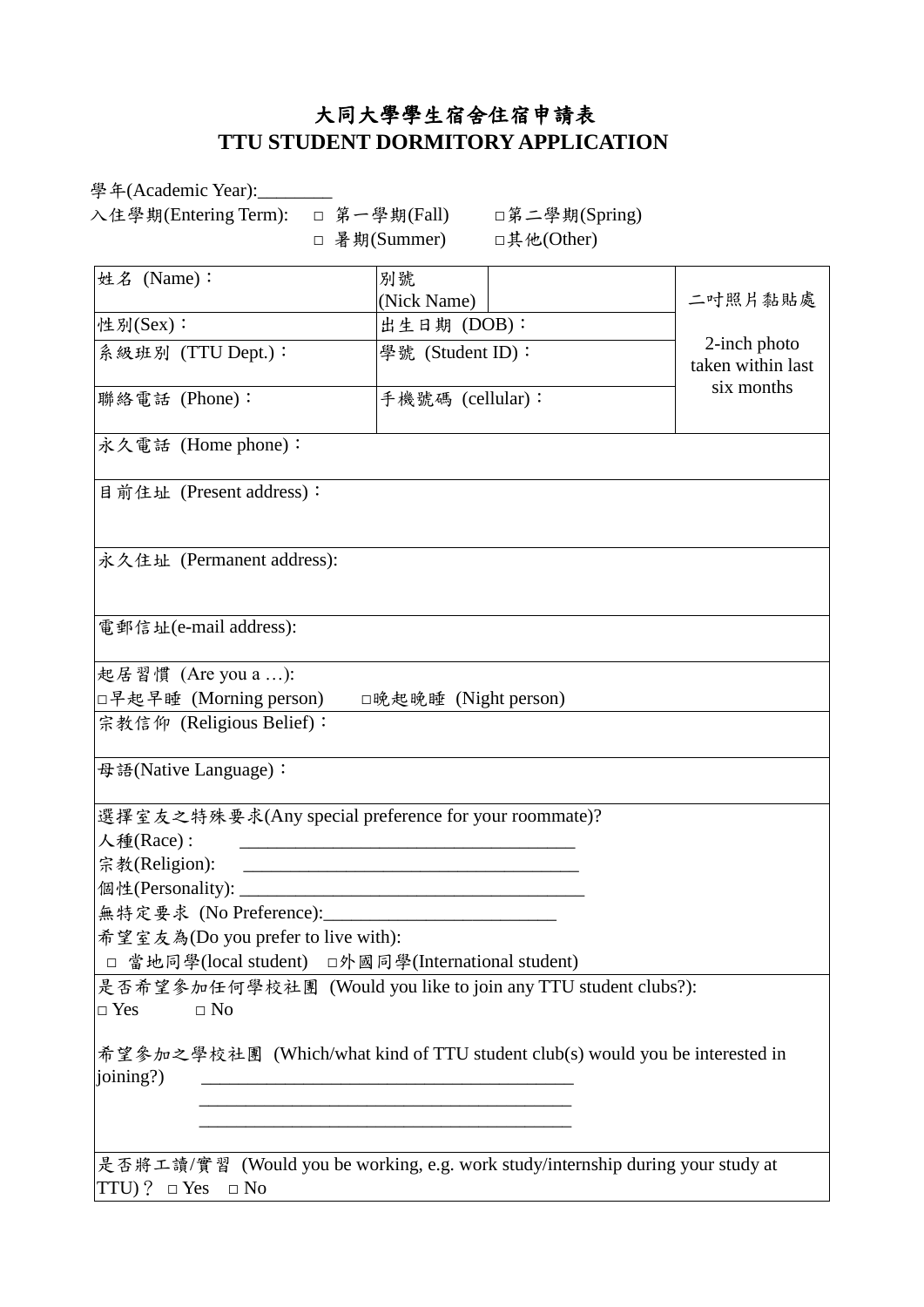# 大同大學學生宿舍住宿申請表
# TTU STUDENT DORMITORY APPLICATION

學年(Academic Year):________

入住學期(Entering Term): □ 第一學期(Fall) □第二學期(Spring)

□ 暑期(Summer) □其他(Other)

| 姓名 (Name)： | 別號 (Nick Name) | | 二吋照片黏貼處<br><br>2-inch photo taken within last six months |
|---|---|---|---|
| 性別(Sex)： | 出生日期 (DOB)： | | |
| 系級班別 (TTU Dept.)： | 學號 (Student ID)： | | |
| 聯絡電話 (Phone)： | 手機號碼 (cellular)： | | |
| 永久電話 (Home phone)： | | | |
| 目前住址 (Present address)： | | | |
| 永久住址 (Permanent address): | | | |
| 電郵信址(e-mail address): | | | |
| 起居習慣 (Are you a …):<br>□早起早睡 (Morning person) □晚起晚睡 (Night person) | | | |
| 宗教信仰 (Religious Belief)： | | | |
| 母語(Native Language)： | | | |
| 選擇室友之特殊要求(Any special preference for your roommate)?<br>人種(Race) : ____________________________________<br>宗教(Religion): ____________________________________<br>個性(Personality): ____________________________________<br>無特定要求 (No Preference):_________________________<br>希望室友為(Do you prefer to live with):<br>□ 當地同學(local student) □外國同學(International student) | | | |
| 是否希望參加任何學校社團 (Would you like to join any TTU student clubs?):<br>□ Yes □ No<br><br>希望參加之學校社團 (Which/what kind of TTU student club(s) would you be interested in joining?) ________________________________________<br>________________________________________<br>________________________________________ | | | |
| 是否將工讀/實習 (Would you be working, e.g. work study/internship during your study at TTU)？ □ Yes □ No | | | |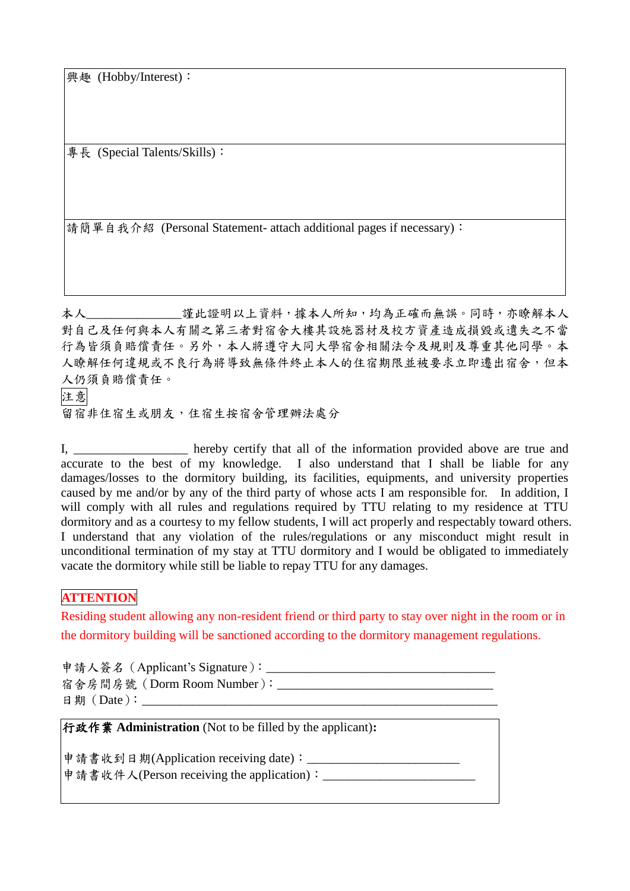| |
|---|
| 興趣 (Hobby/Interest)： |
| 專長 (Special Talents/Skills)： |
| 請簡單自我介紹 (Personal Statement- attach additional pages if necessary)： |

本人________________謹此證明以上資料，據本人所知，均為正確而無誤。同時，亦瞭解本人對自己及任何與本人有關之第三者對宿舍大樓其設施器材及校方資產造成損毀或遺失之不當行為皆須負賠償責任。另外，本人將遵守大同大學宿舍相關法令及規則及尊重其他同學。本人瞭解任何違規或不良行為將導致無條件終止本人的住宿期限並被要求立即遷出宿舍，但本人仍須負賠償責任。

注意

留宿非住宿生或朋友，住宿生按宿舍管理辦法處分

I, __________________ hereby certify that all of the information provided above are true and accurate to the best of my knowledge. I also understand that I shall be liable for any damages/losses to the dormitory building, its facilities, equipments, and university properties caused by me and/or by any of the third party of whose acts I am responsible for. In addition, I will comply with all rules and regulations required by TTU relating to my residence at TTU dormitory and as a courtesy to my fellow students, I will act properly and respectably toward others. I understand that any violation of the rules/regulations or any misconduct might result in unconditional termination of my stay at TTU dormitory and I would be obligated to immediately vacate the dormitory while still be liable to repay TTU for any damages.

**ATTENTION**

Residing student allowing any non-resident friend or third party to stay over night in the room or in the dormitory building will be sanctioned according to the dormitory management regulations.

申請人簽名（Applicant's Signature）：___________________________________

宿舍房間房號（Dorm Room Number）：_________________________________

日期（Date）：________________________________________________________

**行政作業 Administration** (Not to be filled by the applicant)**:**

申請書收到日期(Application receiving date)：_______________________

申請書收件人(Person receiving the application)：_______________________